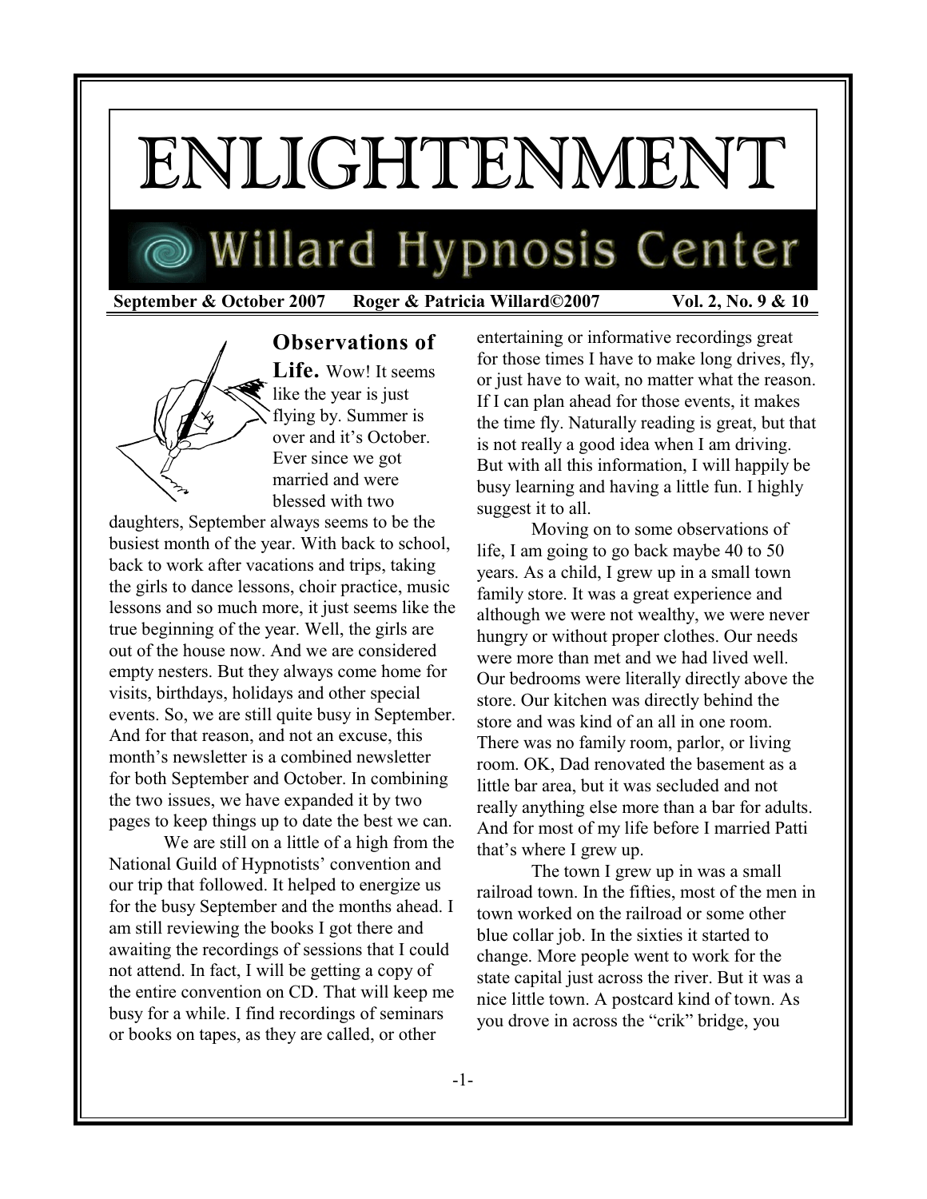# ENLIGHTENMENT

## Willard Hypnosis Center

**September & October 2007 Roger & Patricia Willard©2007 Vol. 2, No. 9 & 10**

**Observations of Life.** Wow! It seems like the year is just flying by. Summer is over and it's October. Ever since we got married and were blessed with two daughters, September always seems to be the busiest month of the year. With back to school, back to work after vacations and trips, taking the girls to dance lessons, choir practice, music lessons and so much more, it just seems like the true beginning of the year. Well, the girls are out of the house now. And we are considered empty nesters. But they always come home for visits, birthdays, holidays and other special events. So, we are still quite busy in September. And for that reason, and not an excuse, this month's newsletter is a combined newsletter for both September and October. In combining the two issues, we have expanded it by two pages to keep things up to date the best we can.

We are still on a little of a high from the National Guild of Hypnotists' convention and our trip that followed. It helped to energize us for the busy September and the months ahead. I am still reviewing the books I got there and awaiting the recordings of sessions that I could not attend. In fact, I will be getting a copy of the entire convention on CD. That will keep me busy for a while. I find recordings of seminars or books on tapes, as they are called, or other entertaining or informative recordings great for those times I have to make long drives, fly, or just have to wait, no matter what the reason. If I can plan ahead for those events, it makes the time fly. Naturally reading is great, but that is not really a good idea when I am driving. But with all this information, I will happily be busy learning and having a little fun. I highly suggest it to all.

Moving on to some observations of life, I am going to go back maybe 40 to 50 years. As a child, I grew up in a small town family store. It was a great experience and although we were not wealthy, we were never hungry or without proper clothes. Our needs were more than met and we had lived well. Our bedrooms were literally directly above the store. Our kitchen was directly behind the store and was kind of an all in one room. There was no family room, parlor, or living room. OK, Dad renovated the basement as a little bar area, but it was secluded and not really anything else more than a bar for adults. And for most of my life before I married Patti that's where I grew up.

The town I grew up in was a small railroad town. In the fifties, most of the men in town worked on the railroad or some other blue collar job. In the sixties it started to change. More people went to work for the state capital just across the river. But it was a nice little town. A postcard kind of town. As you drove in across the "crik" bridge, you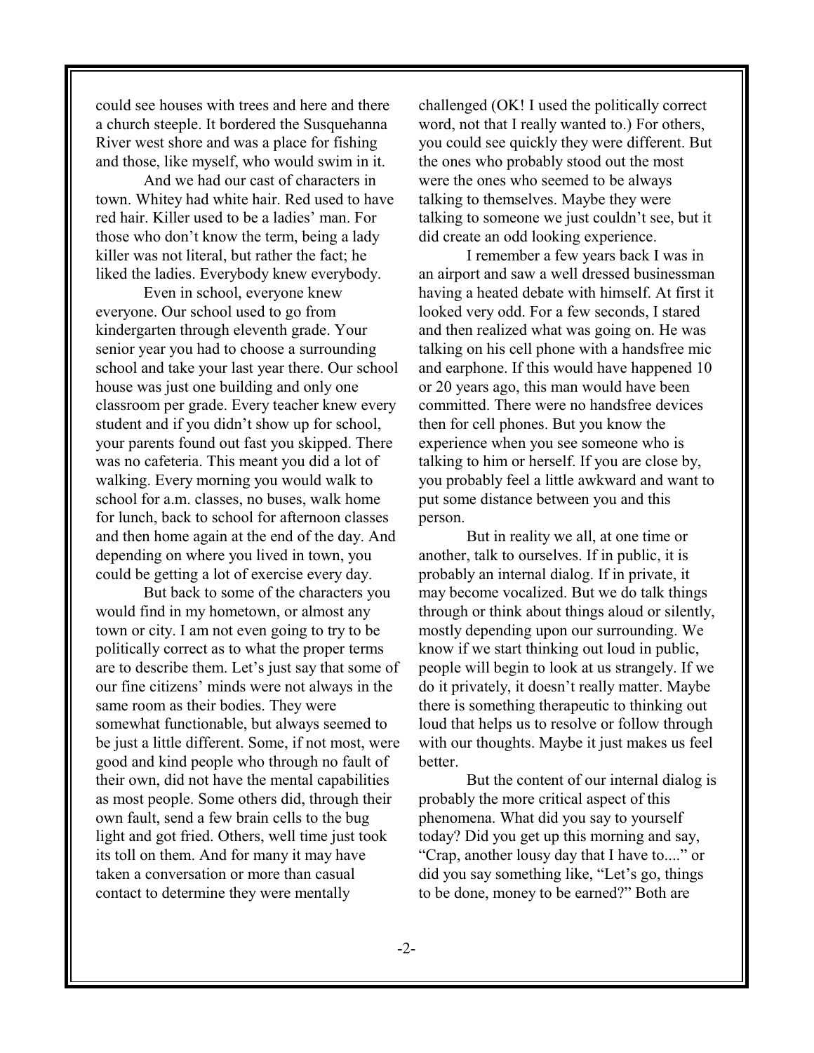could see houses with trees and here and there a church steeple. It bordered the Susquehanna River west shore and was a place for fishing and those, like myself, who would swim in it.

And we had our cast of characters in town. Whitey had white hair. Red used to have red hair. Killer used to be a ladies' man. For those who don't know the term, being a lady killer was not literal, but rather the fact; he liked the ladies. Everybody knew everybody.

Even in school, everyone knew everyone. Our school used to go from kindergarten through eleventh grade. Your senior year you had to choose a surrounding school and take your last year there. Our school house was just one building and only one classroom per grade. Every teacher knew every student and if you didn't show up for school, your parents found out fast you skipped. There was no cafeteria. This meant you did a lot of walking. Every morning you would walk to school for a.m. classes, no buses, walk home for lunch, back to school for afternoon classes and then home again at the end of the day. And depending on where you lived in town, you could be getting a lot of exercise every day.

But back to some of the characters you would find in my hometown, or almost any town or city. I am not even going to try to be politically correct as to what the proper terms are to describe them. Let's just say that some of our fine citizens' minds were not always in the same room as their bodies. They were somewhat functionable, but always seemed to be just a little different. Some, if not most, were good and kind people who through no fault of their own, did not have the mental capabilities as most people. Some others did, through their own fault, send a few brain cells to the bug light and got fried. Others, well time just took its toll on them. And for many it may have taken a conversation or more than casual contact to determine they were mentally challenged (OK! I used the politically correct word, not that I really wanted to.) For others, you could see quickly they were different. But the ones who probably stood out the most were the ones who seemed to be always talking to themselves. Maybe they were talking to someone we just couldn't see, but it did create an odd looking experience.

I remember a few years back I was in an airport and saw a well dressed businessman having a heated debate with himself. At first it looked very odd. For a few seconds, I stared and then realized what was going on. He was talking on his cell phone with a handsfree mic and earphone. If this would have happened 10 or 20 years ago, this man would have been committed. There were no handsfree devices then for cell phones. But you know the experience when you see someone who is talking to him or herself. If you are close by, you probably feel a little awkward and want to put some distance between you and this person.

But in reality we all, at one time or another, talk to ourselves. If in public, it is probably an internal dialog. If in private, it may become vocalized. But we do talk things through or think about things aloud or silently, mostly depending upon our surrounding. We know if we start thinking out loud in public, people will begin to look at us strangely. If we do it privately, it doesn't really matter. Maybe there is something therapeutic to thinking out loud that helps us to resolve or follow through with our thoughts. Maybe it just makes us feel better.

But the content of our internal dialog is probably the more critical aspect of this phenomena. What did you say to yourself today? Did you get up this morning and say, "Crap, another lousy day that I have to...." or did you say something like, "Let's go, things to be done, money to be earned?" Both are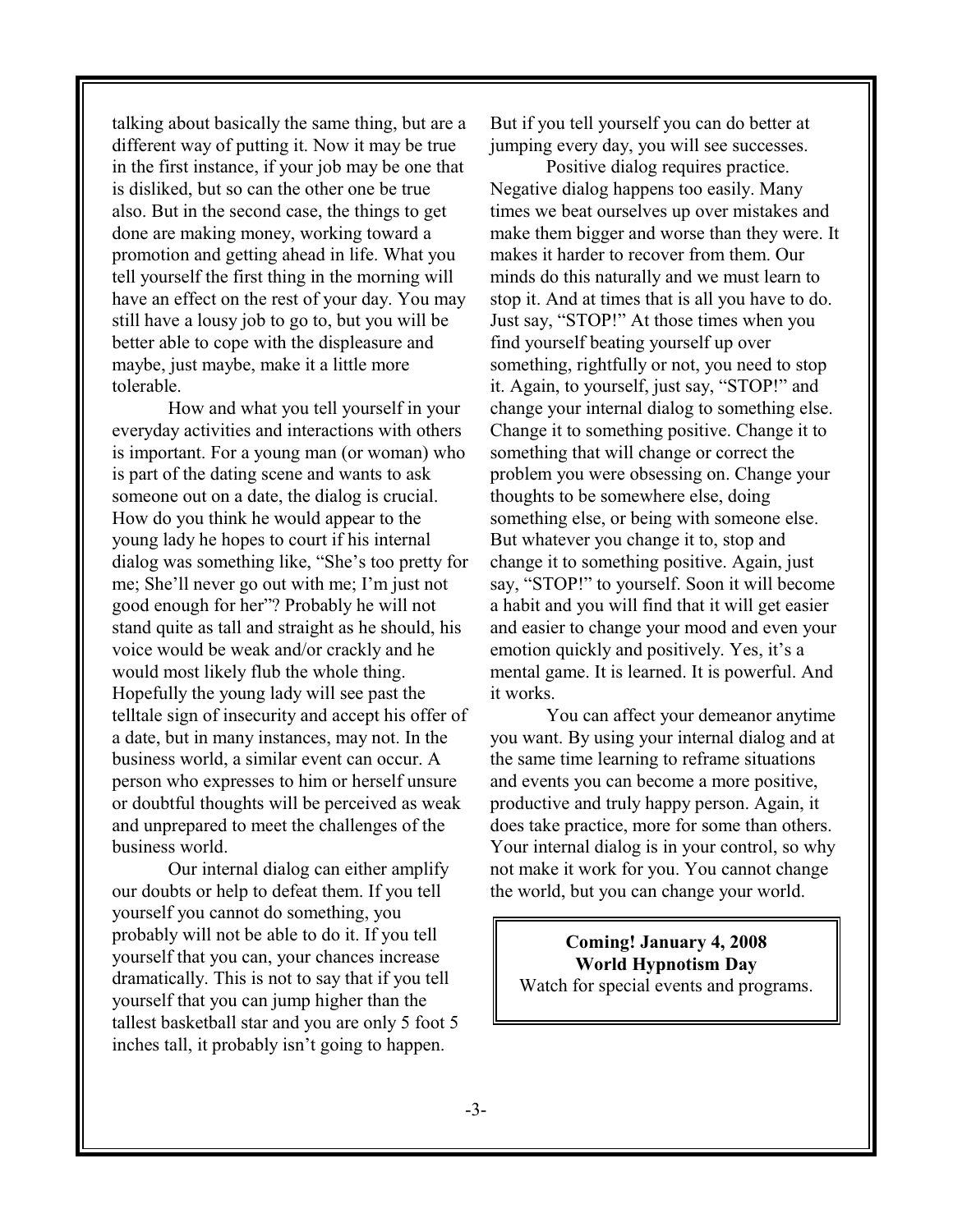talking about basically the same thing, but are a different way of putting it. Now it may be true in the first instance, if your job may be one that is disliked, but so can the other one be true also. But in the second case, the things to get done are making money, working toward a promotion and getting ahead in life. What you tell yourself the first thing in the morning will have an effect on the rest of your day. You may still have a lousy job to go to, but you will be better able to cope with the displeasure and maybe, just maybe, make it a little more tolerable.

How and what you tell yourself in your everyday activities and interactions with others is important. For a young man (or woman) who is part of the dating scene and wants to ask someone out on a date, the dialog is crucial. How do you think he would appear to the young lady he hopes to court if his internal dialog was something like, "She's too pretty for me; She'll never go out with me; I'm just not good enough for her"? Probably he will not stand quite as tall and straight as he should, his voice would be weak and/or crackly and he would most likely flub the whole thing. Hopefully the young lady will see past the telltale sign of insecurity and accept his offer of a date, but in many instances, may not. In the business world, a similar event can occur. A person who expresses to him or herself unsure or doubtful thoughts will be perceived as weak and unprepared to meet the challenges of the business world.

Our internal dialog can either amplify our doubts or help to defeat them. If you tell yourself you cannot do something, you probably will not be able to do it. If you tell yourself that you can, your chances increase dramatically. This is not to say that if you tell yourself that you can jump higher than the tallest basketball star and you are only 5 foot 5 inches tall, it probably isn't going to happen. But if you tell yourself you can do better at jumping every day, you will see successes.

Positive dialog requires practice. Negative dialog happens too easily. Many times we beat ourselves up over mistakes and make them bigger and worse than they were. It makes it harder to recover from them. Our minds do this naturally and we must learn to stop it. And at times that is all you have to do. Just say, "STOP!" At those times when you find yourself beating yourself up over something, rightfully or not, you need to stop it. Again, to yourself, just say, "STOP!" and change your internal dialog to something else. Change it to something positive. Change it to something that will change or correct the problem you were obsessing on. Change your thoughts to be somewhere else, doing something else, or being with someone else. But whatever you change it to, stop and change it to something positive. Again, just say, "STOP!" to yourself. Soon it will become a habit and you will find that it will get easier and easier to change your mood and even your emotion quickly and positively. Yes, it's a mental game. It is learned. It is powerful. And it works.

You can affect your demeanor anytime you want. By using your internal dialog and at the same time learning to reframe situations and events you can become a more positive, productive and truly happy person. Again, it does take practice, more for some than others. Your internal dialog is in your control, so why not make it work for you. You cannot change the world, but you can change your world.

**Coming! January 4, 2008**
**World Hypnotism Day**
Watch for special events and programs.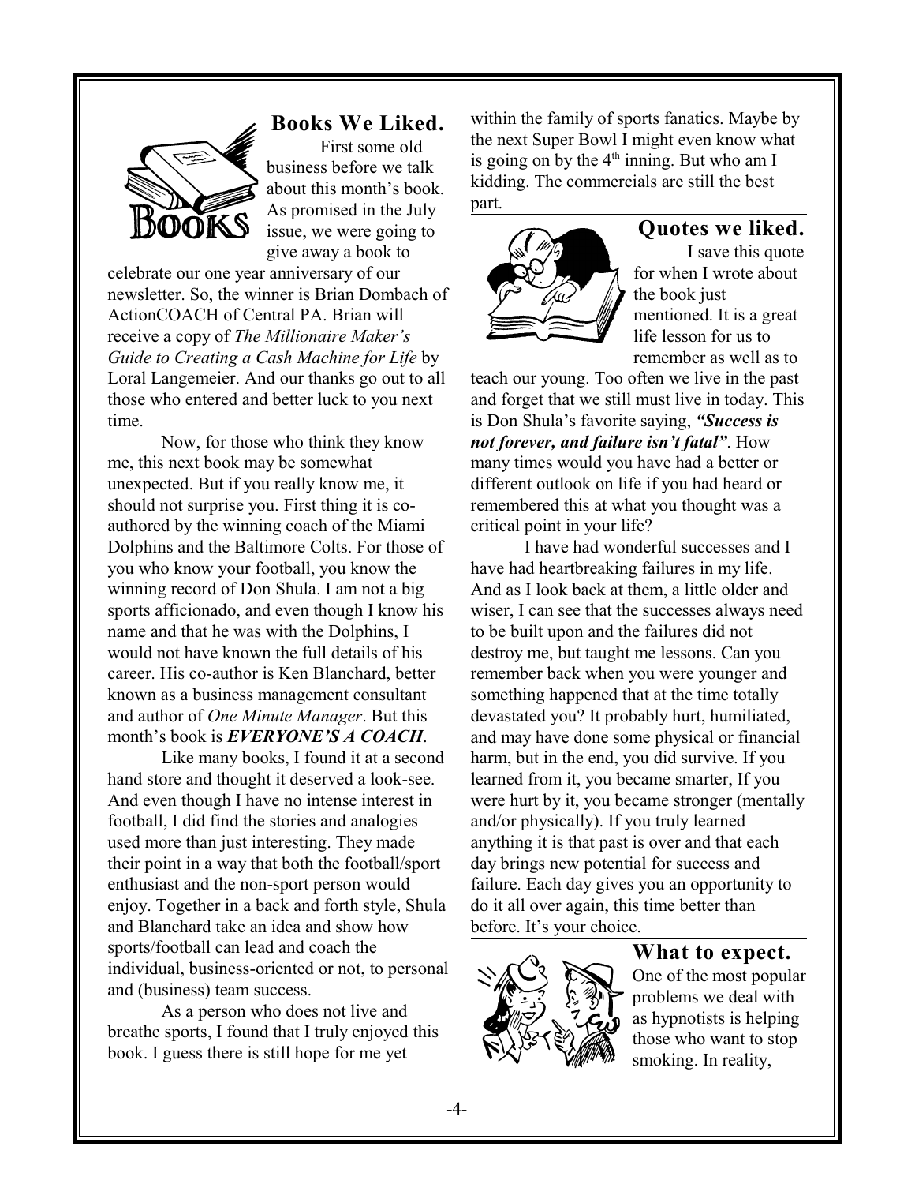## Books We Liked.

First some old business before we talk about this month's book. As promised in the July issue, we were going to give away a book to celebrate our one year anniversary of our newsletter. So, the winner is Brian Dombach of ActionCOACH of Central PA. Brian will receive a copy of *The Millionaire Maker's Guide to Creating a Cash Machine for Life* by Loral Langemeier. And our thanks go out to all those who entered and better luck to you next time.

Now, for those who think they know me, this next book may be somewhat unexpected. But if you really know me, it should not surprise you. First thing it is co-authored by the winning coach of the Miami Dolphins and the Baltimore Colts. For those of you who know your football, you know the winning record of Don Shula. I am not a big sports afficionado, and even though I know his name and that he was with the Dolphins, I would not have known the full details of his career. His co-author is Ken Blanchard, better known as a business management consultant and author of *One Minute Manager*. But this month's book is ***EVERYONE'S A COACH***.

Like many books, I found it at a second hand store and thought it deserved a look-see. And even though I have no intense interest in football, I did find the stories and analogies used more than just interesting. They made their point in a way that both the football/sport enthusiast and the non-sport person would enjoy. Together in a back and forth style, Shula and Blanchard take an idea and show how sports/football can lead and coach the individual, business-oriented or not, to personal and (business) team success.

As a person who does not live and breathe sports, I found that I truly enjoyed this book. I guess there is still hope for me yet within the family of sports fanatics. Maybe by the next Super Bowl I might even know what is going on by the 4th inning. But who am I kidding. The commercials are still the best part.

## Quotes we liked.

I save this quote for when I wrote about the book just mentioned. It is a great life lesson for us to remember as well as to teach our young. Too often we live in the past and forget that we still must live in today. This is Don Shula's favorite saying, ***"Success is not forever, and failure isn't fatal"***. How many times would you have had a better or different outlook on life if you had heard or remembered this at what you thought was a critical point in your life?

I have had wonderful successes and I have had heartbreaking failures in my life. And as I look back at them, a little older and wiser, I can see that the successes always need to be built upon and the failures did not destroy me, but taught me lessons. Can you remember back when you were younger and something happened that at the time totally devastated you? It probably hurt, humiliated, and may have done some physical or financial harm, but in the end, you did survive. If you learned from it, you became smarter, If you were hurt by it, you became stronger (mentally and/or physically). If you truly learned anything it is that past is over and that each day brings new potential for success and failure. Each day gives you an opportunity to do it all over again, this time better than before. It's your choice.

## What to expect.

One of the most popular problems we deal with as hypnotists is helping those who want to stop smoking. In reality,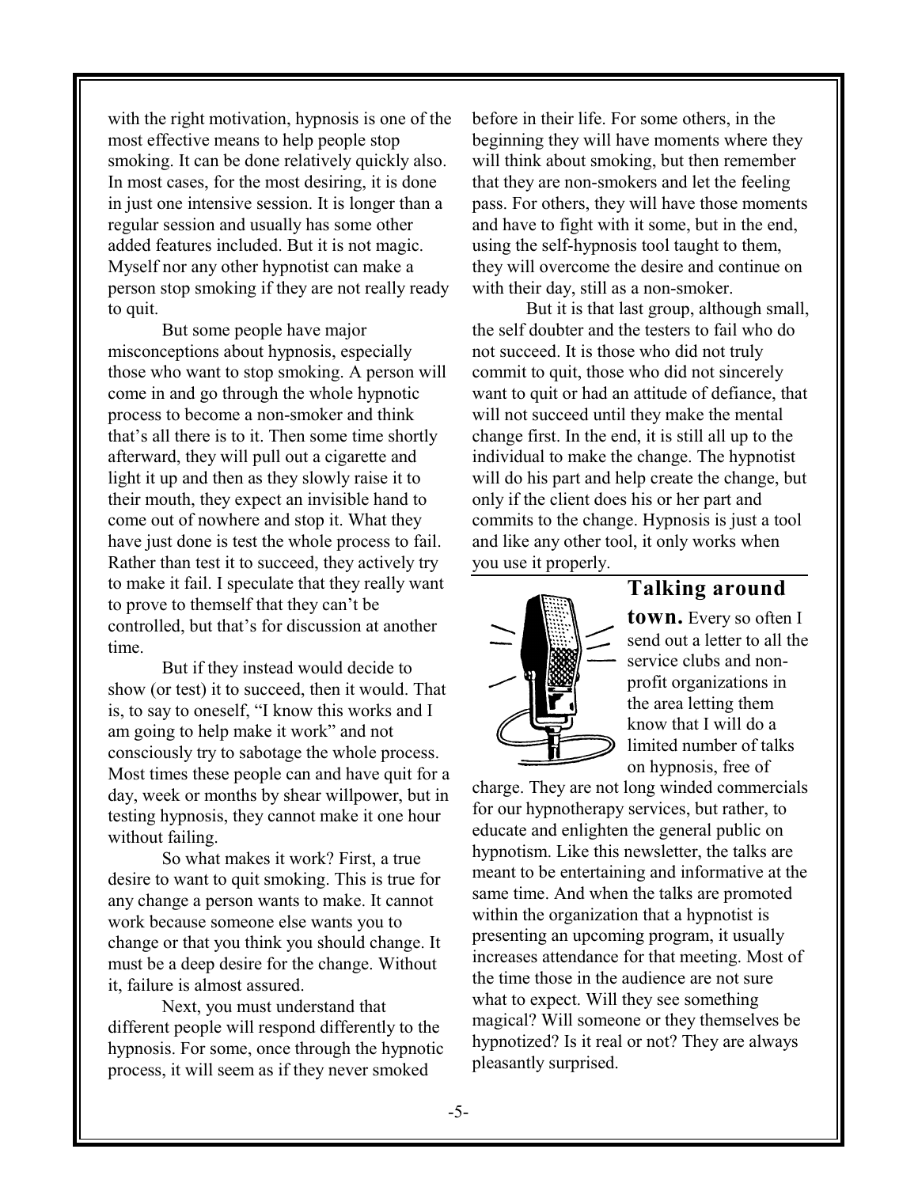with the right motivation, hypnosis is one of the most effective means to help people stop smoking. It can be done relatively quickly also. In most cases, for the most desiring, it is done in just one intensive session. It is longer than a regular session and usually has some other added features included. But it is not magic. Myself nor any other hypnotist can make a person stop smoking if they are not really ready to quit.

But some people have major misconceptions about hypnosis, especially those who want to stop smoking. A person will come in and go through the whole hypnotic process to become a non-smoker and think that's all there is to it. Then some time shortly afterward, they will pull out a cigarette and light it up and then as they slowly raise it to their mouth, they expect an invisible hand to come out of nowhere and stop it. What they have just done is test the whole process to fail. Rather than test it to succeed, they actively try to make it fail. I speculate that they really want to prove to themself that they can't be controlled, but that's for discussion at another time.

But if they instead would decide to show (or test) it to succeed, then it would. That is, to say to oneself, "I know this works and I am going to help make it work" and not consciously try to sabotage the whole process. Most times these people can and have quit for a day, week or months by shear willpower, but in testing hypnosis, they cannot make it one hour without failing.

So what makes it work? First, a true desire to want to quit smoking. This is true for any change a person wants to make. It cannot work because someone else wants you to change or that you think you should change. It must be a deep desire for the change. Without it, failure is almost assured.

Next, you must understand that different people will respond differently to the hypnosis. For some, once through the hypnotic process, it will seem as if they never smoked before in their life. For some others, in the beginning they will have moments where they will think about smoking, but then remember that they are non-smokers and let the feeling pass. For others, they will have those moments and have to fight with it some, but in the end, using the self-hypnosis tool taught to them, they will overcome the desire and continue on with their day, still as a non-smoker.

But it is that last group, although small, the self doubter and the testers to fail who do not succeed. It is those who did not truly commit to quit, those who did not sincerely want to quit or had an attitude of defiance, that will not succeed until they make the mental change first. In the end, it is still all up to the individual to make the change. The hypnotist will do his part and help create the change, but only if the client does his or her part and commits to the change. Hypnosis is just a tool and like any other tool, it only works when you use it properly.

**Talking around town.** Every so often I send out a letter to all the service clubs and non-profit organizations in the area letting them know that I will do a limited number of talks on hypnosis, free of charge. They are not long winded commercials for our hypnotherapy services, but rather, to educate and enlighten the general public on hypnotism. Like this newsletter, the talks are meant to be entertaining and informative at the same time. And when the talks are promoted within the organization that a hypnotist is presenting an upcoming program, it usually increases attendance for that meeting. Most of the time those in the audience are not sure what to expect. Will they see something magical? Will someone or they themselves be hypnotized? Is it real or not? They are always pleasantly surprised.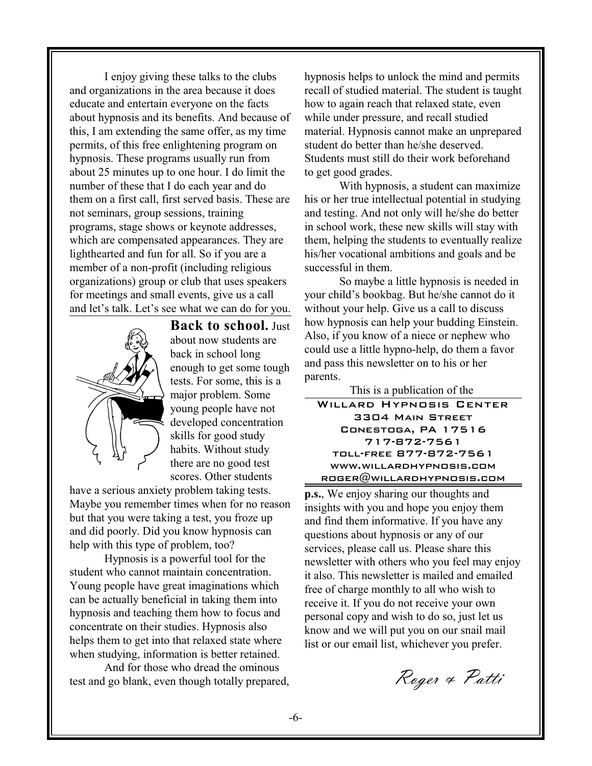I enjoy giving these talks to the clubs and organizations in the area because it does educate and entertain everyone on the facts about hypnosis and its benefits. And because of this, I am extending the same offer, as my time permits, of this free enlightening program on hypnosis. These programs usually run from about 25 minutes up to one hour. I do limit the number of these that I do each year and do them on a first call, first served basis. These are not seminars, group sessions, training programs, stage shows or keynote addresses, which are compensated appearances. They are lighthearted and fun for all. So if you are a member of a non-profit (including religious organizations) group or club that uses speakers for meetings and small events, give us a call and let's talk. Let's see what we can do for you.

**Back to school.** Just about now students are back in school long enough to get some tough tests. For some, this is a major problem. Some young people have not developed concentration skills for good study habits. Without study there are no good test scores. Other students have a serious anxiety problem taking tests. Maybe you remember times when for no reason but that you were taking a test, you froze up and did poorly. Did you know hypnosis can help with this type of problem, too?

Hypnosis is a powerful tool for the student who cannot maintain concentration. Young people have great imaginations which can be actually beneficial in taking them into hypnosis and teaching them how to focus and concentrate on their studies. Hypnosis also helps them to get into that relaxed state where when studying, information is better retained.

And for those who dread the ominous test and go blank, even though totally prepared, hypnosis helps to unlock the mind and permits recall of studied material. The student is taught how to again reach that relaxed state, even while under pressure, and recall studied material. Hypnosis cannot make an unprepared student do better than he/she deserved. Students must still do their work beforehand to get good grades.

With hypnosis, a student can maximize his or her true intellectual potential in studying and testing. And not only will he/she do better in school work, these new skills will stay with them, helping the students to eventually realize his/her vocational ambitions and goals and be successful in them.

So maybe a little hypnosis is needed in your child's bookbag. But he/she cannot do it without your help. Give us a call to discuss how hypnosis can help your budding Einstein. Also, if you know of a niece or nephew who could use a little hypno-help, do them a favor and pass this newsletter on to his or her parents.

This is a publication of the

WILLARD HYPNOSIS CENTER
3304 MAIN STREET
CONESTOGA, PA 17516
717-872-7561
TOLL-FREE 877-872-7561
WWW.WILLARDHYPNOSIS.COM
ROGER@WILLARDHYPNOSIS.COM

**p.s.**, We enjoy sharing our thoughts and insights with you and hope you enjoy them and find them informative. If you have any questions about hypnosis or any of our services, please call us. Please share this newsletter with others who you feel may enjoy it also. This newsletter is mailed and emailed free of charge monthly to all who wish to receive it. If you do not receive your own personal copy and wish to do so, just let us know and we will put you on our snail mail list or our email list, whichever you prefer.

*Roger & Patti*